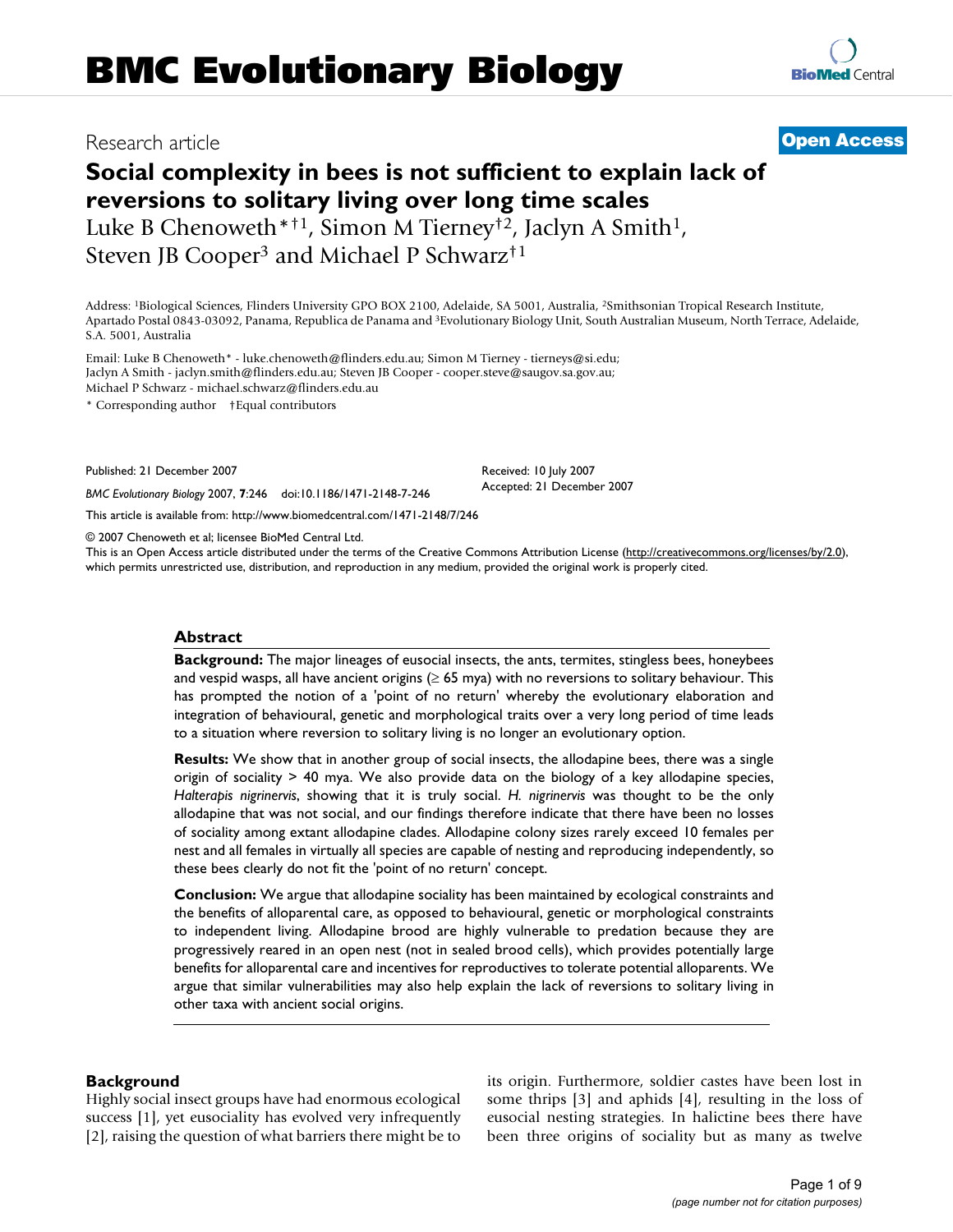# BMC Evolutionary Biology

Research article

**Open Access**

# Social complexity in bees is not sufficient to explain lack of reversions to solitary living over long time scales

Luke B Chenoweth*[†1], Simon M Tierney[†2], Jaclyn A Smith[1], Steven JB Cooper[3] and Michael P Schwarz[†1]

Address: [1]Biological Sciences, Flinders University GPO BOX 2100, Adelaide, SA 5001, Australia, [2]Smithsonian Tropical Research Institute, Apartado Postal 0843-03092, Panama, Republica de Panama and [3]Evolutionary Biology Unit, South Australian Museum, North Terrace, Adelaide, S.A. 5001, Australia

Email: Luke B Chenoweth* - luke.chenoweth@flinders.edu.au; Simon M Tierney - tierneys@si.edu; Jaclyn A Smith - jaclyn.smith@flinders.edu.au; Steven JB Cooper - cooper.steve@saugov.sa.gov.au; Michael P Schwarz - michael.schwarz@flinders.edu.au

* Corresponding author †Equal contributors

Published: 21 December 2007

*BMC Evolutionary Biology* 2007, **7**:246 doi:10.1186/1471-2148-7-246

Received: 10 July 2007
Accepted: 21 December 2007

This article is available from: http://www.biomedcentral.com/1471-2148/7/246

© 2007 Chenoweth et al; licensee BioMed Central Ltd.
This is an Open Access article distributed under the terms of the Creative Commons Attribution License (http://creativecommons.org/licenses/by/2.0), which permits unrestricted use, distribution, and reproduction in any medium, provided the original work is properly cited.

## Abstract

**Background:** The major lineages of eusocial insects, the ants, termites, stingless bees, honeybees and vespid wasps, all have ancient origins (≥ 65 mya) with no reversions to solitary behaviour. This has prompted the notion of a 'point of no return' whereby the evolutionary elaboration and integration of behavioural, genetic and morphological traits over a very long period of time leads to a situation where reversion to solitary living is no longer an evolutionary option.

**Results:** We show that in another group of social insects, the allodapine bees, there was a single origin of sociality > 40 mya. We also provide data on the biology of a key allodapine species, *Halterapis nigrinervis*, showing that it is truly social. *H. nigrinervis* was thought to be the only allodapine that was not social, and our findings therefore indicate that there have been no losses of sociality among extant allodapine clades. Allodapine colony sizes rarely exceed 10 females per nest and all females in virtually all species are capable of nesting and reproducing independently, so these bees clearly do not fit the 'point of no return' concept.

**Conclusion:** We argue that allodapine sociality has been maintained by ecological constraints and the benefits of alloparental care, as opposed to behavioural, genetic or morphological constraints to independent living. Allodapine brood are highly vulnerable to predation because they are progressively reared in an open nest (not in sealed brood cells), which provides potentially large benefits for alloparental care and incentives for reproductives to tolerate potential alloparents. We argue that similar vulnerabilities may also help explain the lack of reversions to solitary living in other taxa with ancient social origins.

## Background

Highly social insect groups have had enormous ecological success [1], yet eusociality has evolved very infrequently [2], raising the question of what barriers there might be to its origin. Furthermore, soldier castes have been lost in some thrips [3] and aphids [4], resulting in the loss of eusocial nesting strategies. In halictine bees there have been three origins of sociality but as many as twelve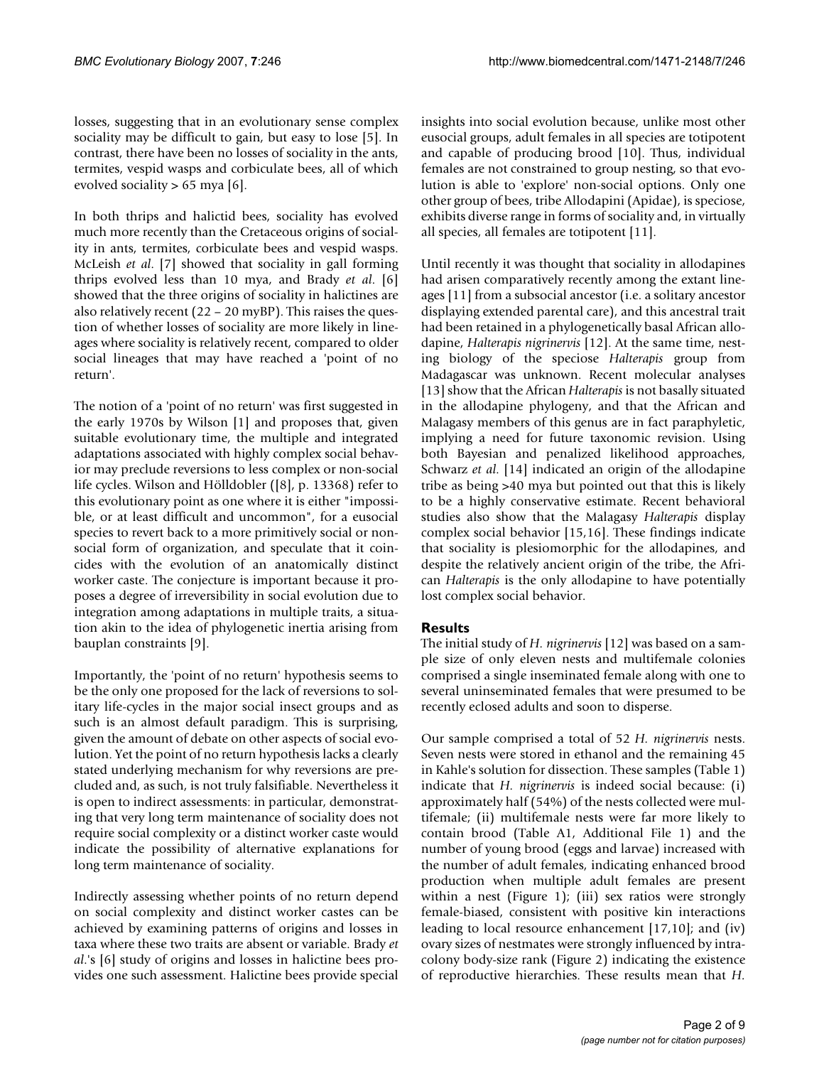losses, suggesting that in an evolutionary sense complex sociality may be difficult to gain, but easy to lose [5]. In contrast, there have been no losses of sociality in the ants, termites, vespid wasps and corbiculate bees, all of which evolved sociality > 65 mya [6].

In both thrips and halictid bees, sociality has evolved much more recently than the Cretaceous origins of sociality in ants, termites, corbiculate bees and vespid wasps. McLeish *et al*. [7] showed that sociality in gall forming thrips evolved less than 10 mya, and Brady *et al*. [6] showed that the three origins of sociality in halictines are also relatively recent (22 – 20 myBP). This raises the question of whether losses of sociality are more likely in lineages where sociality is relatively recent, compared to older social lineages that may have reached a 'point of no return'.

The notion of a 'point of no return' was first suggested in the early 1970s by Wilson [1] and proposes that, given suitable evolutionary time, the multiple and integrated adaptations associated with highly complex social behavior may preclude reversions to less complex or non-social life cycles. Wilson and Hölldobler ([8], p. 13368) refer to this evolutionary point as one where it is either "impossible, or at least difficult and uncommon", for a eusocial species to revert back to a more primitively social or non-social form of organization, and speculate that it coincides with the evolution of an anatomically distinct worker caste. The conjecture is important because it proposes a degree of irreversibility in social evolution due to integration among adaptations in multiple traits, a situation akin to the idea of phylogenetic inertia arising from bauplan constraints [9].

Importantly, the 'point of no return' hypothesis seems to be the only one proposed for the lack of reversions to solitary life-cycles in the major social insect groups and as such is an almost default paradigm. This is surprising, given the amount of debate on other aspects of social evolution. Yet the point of no return hypothesis lacks a clearly stated underlying mechanism for why reversions are precluded and, as such, is not truly falsifiable. Nevertheless it is open to indirect assessments: in particular, demonstrating that very long term maintenance of sociality does not require social complexity or a distinct worker caste would indicate the possibility of alternative explanations for long term maintenance of sociality.

Indirectly assessing whether points of no return depend on social complexity and distinct worker castes can be achieved by examining patterns of origins and losses in taxa where these two traits are absent or variable. Brady *et al*.'s [6] study of origins and losses in halictine bees provides one such assessment. Halictine bees provide special insights into social evolution because, unlike most other eusocial groups, adult females in all species are totipotent and capable of producing brood [10]. Thus, individual females are not constrained to group nesting, so that evolution is able to 'explore' non-social options. Only one other group of bees, tribe Allodapini (Apidae), is speciose, exhibits diverse range in forms of sociality and, in virtually all species, all females are totipotent [11].

Until recently it was thought that sociality in allodapines had arisen comparatively recently among the extant lineages [11] from a subsocial ancestor (i.e. a solitary ancestor displaying extended parental care), and this ancestral trait had been retained in a phylogenetically basal African allodapine, *Halterapis nigrinervis* [12]. At the same time, nesting biology of the speciose *Halterapis* group from Madagascar was unknown. Recent molecular analyses [13] show that the African *Halterapis* is not basally situated in the allodapine phylogeny, and that the African and Malagasy members of this genus are in fact paraphyletic, implying a need for future taxonomic revision. Using both Bayesian and penalized likelihood approaches, Schwarz *et al*. [14] indicated an origin of the allodapine tribe as being >40 mya but pointed out that this is likely to be a highly conservative estimate. Recent behavioral studies also show that the Malagasy *Halterapis* display complex social behavior [15,16]. These findings indicate that sociality is plesiomorphic for the allodapines, and despite the relatively ancient origin of the tribe, the African *Halterapis* is the only allodapine to have potentially lost complex social behavior.

## Results

The initial study of *H. nigrinervis* [12] was based on a sample size of only eleven nests and multifemale colonies comprised a single inseminated female along with one to several uninseminated females that were presumed to be recently eclosed adults and soon to disperse.

Our sample comprised a total of 52 *H. nigrinervis* nests. Seven nests were stored in ethanol and the remaining 45 in Kahle's solution for dissection. These samples (Table 1) indicate that *H. nigrinervis* is indeed social because: (i) approximately half (54%) of the nests collected were multifemale; (ii) multifemale nests were far more likely to contain brood (Table A1, Additional File 1) and the number of young brood (eggs and larvae) increased with the number of adult females, indicating enhanced brood production when multiple adult females are present within a nest (Figure 1); (iii) sex ratios were strongly female-biased, consistent with positive kin interactions leading to local resource enhancement [17,10]; and (iv) ovary sizes of nestmates were strongly influenced by intracolony body-size rank (Figure 2) indicating the existence of reproductive hierarchies. These results mean that *H.*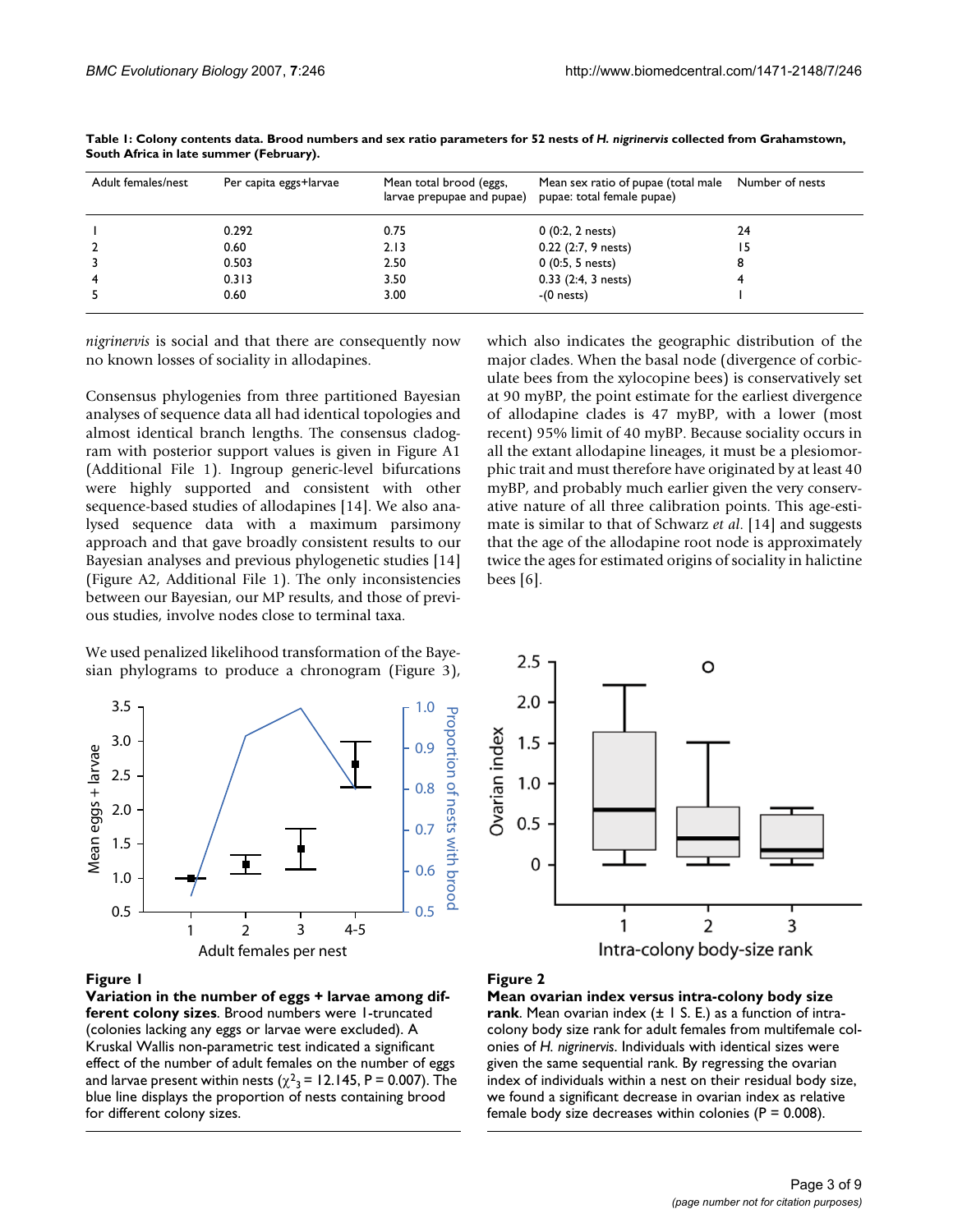**Table 1: Colony contents data. Brood numbers and sex ratio parameters for 52 nests of *H. nigrinervis* collected from Grahamstown, South Africa in late summer (February).**

| Adult females/nest | Per capita eggs+larvae | Mean total brood (eggs, larvae prepupae and pupae) | Mean sex ratio of pupae (total male pupae: total female pupae) | Number of nests |
|---|---|---|---|---|
| 1 | 0.292 | 0.75 | 0 (0:2, 2 nests) | 24 |
| 2 | 0.60 | 2.13 | 0.22 (2:7, 9 nests) | 15 |
| 3 | 0.503 | 2.50 | 0 (0:5, 5 nests) | 8 |
| 4 | 0.313 | 3.50 | 0.33 (2:4, 3 nests) | 4 |
| 5 | 0.60 | 3.00 | -(0 nests) | 1 |

*nigrinervis* is social and that there are consequently now no known losses of sociality in allodapines.

Consensus phylogenies from three partitioned Bayesian analyses of sequence data all had identical topologies and almost identical branch lengths. The consensus cladogram with posterior support values is given in Figure A1 (Additional File 1). Ingroup generic-level bifurcations were highly supported and consistent with other sequence-based studies of allodapines [14]. We also analysed sequence data with a maximum parsimony approach and that gave broadly consistent results to our Bayesian analyses and previous phylogenetic studies [14] (Figure A2, Additional File 1). The only inconsistencies between our Bayesian, our MP results, and those of previous studies, involve nodes close to terminal taxa.

We used penalized likelihood transformation of the Bayesian phylograms to produce a chronogram (Figure 3), which also indicates the geographic distribution of the major clades. When the basal node (divergence of corbiculate bees from the xylocopine bees) is conservatively set at 90 myBP, the point estimate for the earliest divergence of allodapine clades is 47 myBP, with a lower (most recent) 95% limit of 40 myBP. Because sociality occurs in all the extant allodapine lineages, it must be a plesiomorphic trait and must therefore have originated by at least 40 myBP, and probably much earlier given the very conservative nature of all three calibration points. This age-estimate is similar to that of Schwarz *et al.* [14] and suggests that the age of the allodapine root node is approximately twice the ages for estimated origins of sociality in halictine bees [6].

Mean eggs + larvae
Proportion of nests with brood
3.5
3.0
2.5
2.0
1.5
1.0
0.5
1.0
0.9
0.8
0.7
0.6
0.5
1
2
3
4-5
Adult females per nest

**Figure 1**
**Variation in the number of eggs + larvae among different colony sizes**. Brood numbers were 1-truncated (colonies lacking any eggs or larvae were excluded). A Kruskal Wallis non-parametric test indicated a significant effect of the number of adult females on the number of eggs and larvae present within nests ($\chi^2_3$ = 12.145, P = 0.007). The blue line displays the proportion of nests containing brood for different colony sizes.

Ovarian index
2.5
2.0
1.5
1.0
0.5
0
1
2
3
Intra-colony body-size rank

**Figure 2**
**Mean ovarian index versus intra-colony body size rank**. Mean ovarian index (± 1 S. E.) as a function of intra-colony body size rank for adult females from multifemale colonies of *H. nigrinervis*. Individuals with identical sizes were given the same sequential rank. By regressing the ovarian index of individuals within a nest on their residual body size, we found a significant decrease in ovarian index as relative female body size decreases within colonies (P = 0.008).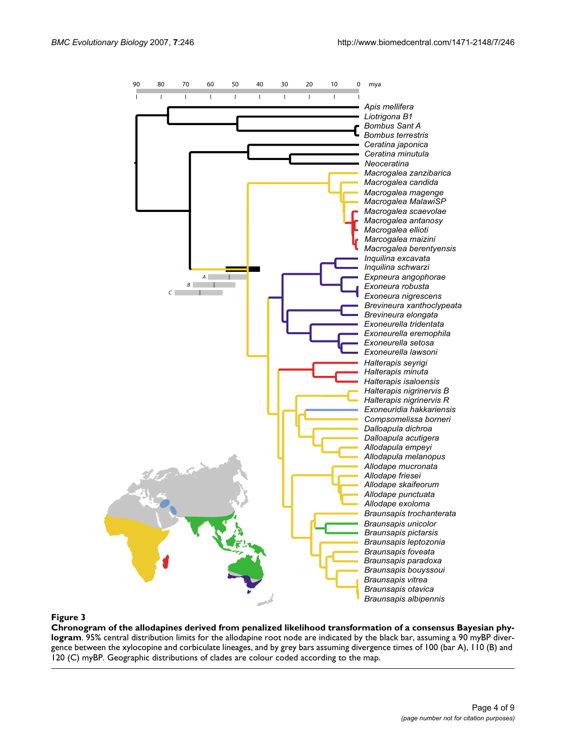90 80 70 60 50 40 30 20 10 0 mya

A

B

C

Apis mellifera
Liotrigona B1
Bombus Sant A
Bombus terrestris
Ceratina japonica
Ceratina minutula
Neoceratina
Macrogalea zanzibarica
Macrogalea candida
Macrogalea magenge
Macrogalea MalawiSP
Macrogalea scaevolae
Macrogalea antanosy
Macrogalea ellioti
Marcogalea maizini
Macrogalea berentyensis
Inquilina excavata
Inquilina schwarzi
Expneura angophorae
Exoneura robusta
Exoneura nigrescens
Brevineura xanthoclypeata
Brevineura elongata
Exoneurella tridentata
Exoneurella eremophila
Exoneurella setosa
Exoneurella lawsoni
Halterapis seyrigi
Halterapis minuta
Halterapis isaloensis
Halterapis nigrinervis B
Halterapis nigrinervis R
Exoneuridia hakkariensis
Compsomelissa borneri
Dalloapula dichroa
Dalloapula acutigera
Allodapula empeyi
Allodapula melanopus
Allodape mucronata
Allodape friesei
Allodape skaifeorum
Allodape punctuata
Allodape exoloma
Braunsapis trochanterata
Braunsapis unicolor
Braunsapis pictarsis
Braunsapis leptozonia
Braunsapis foveata
Braunsapis paradoxa
Braunsapis bouyssoui
Braunsapis vitrea
Braunsapis otavica
Braunsapis albipennis

**Figure 3**

**Chronogram of the allodapines derived from penalized likelihood transformation of a consensus Bayesian phylogram**. 95% central distribution limits for the allodapine root node are indicated by the black bar, assuming a 90 myBP divergence between the xylocopine and corbiculate lineages, and by grey bars assuming divergence times of 100 (bar A), 110 (B) and 120 (C) myBP. Geographic distributions of clades are colour coded according to the map.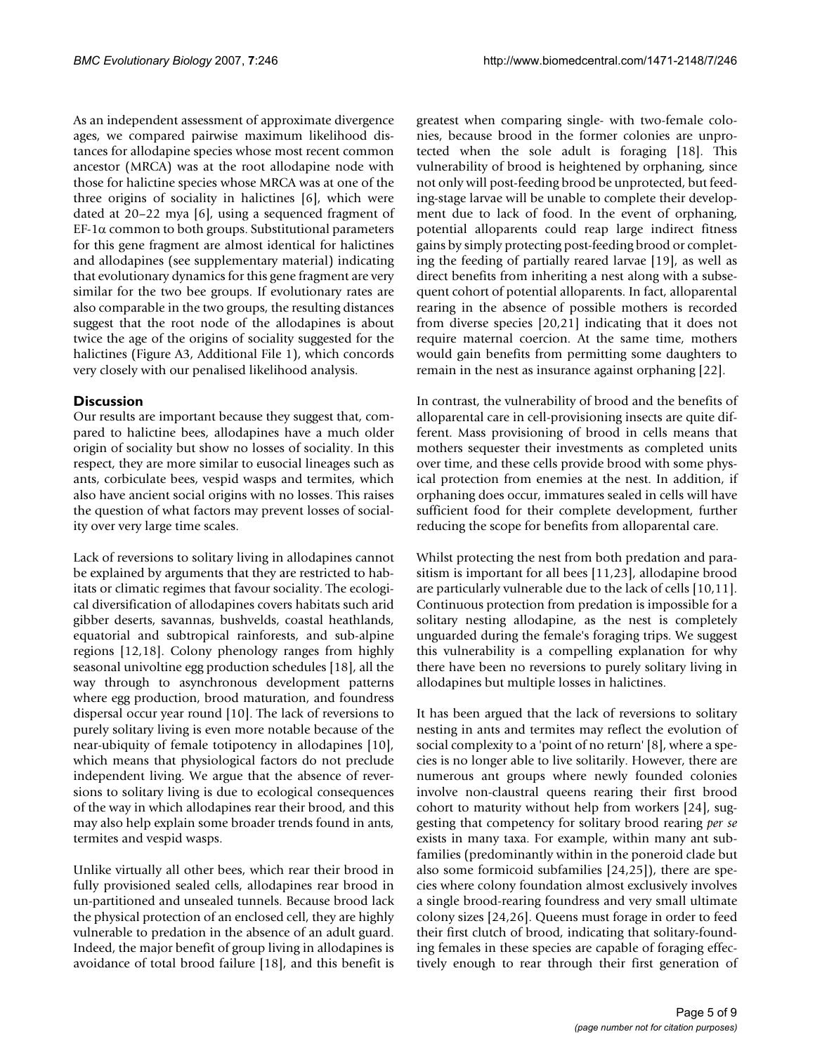As an independent assessment of approximate divergence ages, we compared pairwise maximum likelihood distances for allodapine species whose most recent common ancestor (MRCA) was at the root allodapine node with those for halictine species whose MRCA was at one of the three origins of sociality in halictines [6], which were dated at 20–22 mya [6], using a sequenced fragment of EF-1$\alpha$ common to both groups. Substitutional parameters for this gene fragment are almost identical for halictines and allodapines (see supplementary material) indicating that evolutionary dynamics for this gene fragment are very similar for the two bee groups. If evolutionary rates are also comparable in the two groups, the resulting distances suggest that the root node of the allodapines is about twice the age of the origins of sociality suggested for the halictines (Figure A3, Additional File 1), which concords very closely with our penalised likelihood analysis.

## Discussion

Our results are important because they suggest that, compared to halictine bees, allodapines have a much older origin of sociality but show no losses of sociality. In this respect, they are more similar to eusocial lineages such as ants, corbiculate bees, vespid wasps and termites, which also have ancient social origins with no losses. This raises the question of what factors may prevent losses of sociality over very large time scales.

Lack of reversions to solitary living in allodapines cannot be explained by arguments that they are restricted to habitats or climatic regimes that favour sociality. The ecological diversification of allodapines covers habitats such arid gibber deserts, savannas, bushvelds, coastal heathlands, equatorial and subtropical rainforests, and sub-alpine regions [12,18]. Colony phenology ranges from highly seasonal univoltine egg production schedules [18], all the way through to asynchronous development patterns where egg production, brood maturation, and foundress dispersal occur year round [10]. The lack of reversions to purely solitary living is even more notable because of the near-ubiquity of female totipotency in allodapines [10], which means that physiological factors do not preclude independent living. We argue that the absence of reversions to solitary living is due to ecological consequences of the way in which allodapines rear their brood, and this may also help explain some broader trends found in ants, termites and vespid wasps.

Unlike virtually all other bees, which rear their brood in fully provisioned sealed cells, allodapines rear brood in un-partitioned and unsealed tunnels. Because brood lack the physical protection of an enclosed cell, they are highly vulnerable to predation in the absence of an adult guard. Indeed, the major benefit of group living in allodapines is avoidance of total brood failure [18], and this benefit is greatest when comparing single- with two-female colonies, because brood in the former colonies are unprotected when the sole adult is foraging [18]. This vulnerability of brood is heightened by orphaning, since not only will post-feeding brood be unprotected, but feeding-stage larvae will be unable to complete their development due to lack of food. In the event of orphaning, potential alloparents could reap large indirect fitness gains by simply protecting post-feeding brood or completing the feeding of partially reared larvae [19], as well as direct benefits from inheriting a nest along with a subsequent cohort of potential alloparents. In fact, alloparental rearing in the absence of possible mothers is recorded from diverse species [20,21] indicating that it does not require maternal coercion. At the same time, mothers would gain benefits from permitting some daughters to remain in the nest as insurance against orphaning [22].

In contrast, the vulnerability of brood and the benefits of alloparental care in cell-provisioning insects are quite different. Mass provisioning of brood in cells means that mothers sequester their investments as completed units over time, and these cells provide brood with some physical protection from enemies at the nest. In addition, if orphaning does occur, immatures sealed in cells will have sufficient food for their complete development, further reducing the scope for benefits from alloparental care.

Whilst protecting the nest from both predation and parasitism is important for all bees [11,23], allodapine brood are particularly vulnerable due to the lack of cells [10,11]. Continuous protection from predation is impossible for a solitary nesting allodapine, as the nest is completely unguarded during the female's foraging trips. We suggest this vulnerability is a compelling explanation for why there have been no reversions to purely solitary living in allodapines but multiple losses in halictines.

It has been argued that the lack of reversions to solitary nesting in ants and termites may reflect the evolution of social complexity to a 'point of no return' [8], where a species is no longer able to live solitarily. However, there are numerous ant groups where newly founded colonies involve non-claustral queens rearing their first brood cohort to maturity without help from workers [24], suggesting that competency for solitary brood rearing *per se* exists in many taxa. For example, within many ant subfamilies (predominantly within in the poneroid clade but also some formicoid subfamilies [24,25]), there are species where colony foundation almost exclusively involves a single brood-rearing foundress and very small ultimate colony sizes [24,26]. Queens must forage in order to feed their first clutch of brood, indicating that solitary-founding females in these species are capable of foraging effectively enough to rear through their first generation of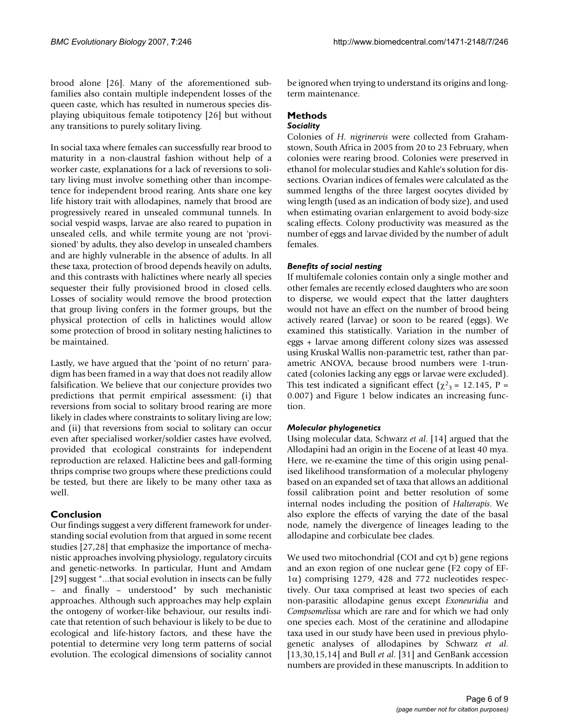brood alone [26]. Many of the aforementioned subfamilies also contain multiple independent losses of the queen caste, which has resulted in numerous species displaying ubiquitous female totipotency [26] but without any transitions to purely solitary living.

In social taxa where females can successfully rear brood to maturity in a non-claustral fashion without help of a worker caste, explanations for a lack of reversions to solitary living must involve something other than incompetence for independent brood rearing. Ants share one key life history trait with allodapines, namely that brood are progressively reared in unsealed communal tunnels. In social vespid wasps, larvae are also reared to pupation in unsealed cells, and while termite young are not 'provisioned' by adults, they also develop in unsealed chambers and are highly vulnerable in the absence of adults. In all these taxa, protection of brood depends heavily on adults, and this contrasts with halictines where nearly all species sequester their fully provisioned brood in closed cells. Losses of sociality would remove the brood protection that group living confers in the former groups, but the physical protection of cells in halictines would allow some protection of brood in solitary nesting halictines to be maintained.

Lastly, we have argued that the 'point of no return' paradigm has been framed in a way that does not readily allow falsification. We believe that our conjecture provides two predictions that permit empirical assessment: (i) that reversions from social to solitary brood rearing are more likely in clades where constraints to solitary living are low; and (ii) that reversions from social to solitary can occur even after specialised worker/soldier castes have evolved, provided that ecological constraints for independent reproduction are relaxed. Halictine bees and gall-forming thrips comprise two groups where these predictions could be tested, but there are likely to be many other taxa as well.

## Conclusion

Our findings suggest a very different framework for understanding social evolution from that argued in some recent studies [27,28] that emphasize the importance of mechanistic approaches involving physiology, regulatory circuits and genetic-networks. In particular, Hunt and Amdam [29] suggest "...that social evolution in insects can be fully – and finally – understood" by such mechanistic approaches. Although such approaches may help explain the ontogeny of worker-like behaviour, our results indicate that retention of such behaviour is likely to be due to ecological and life-history factors, and these have the potential to determine very long term patterns of social evolution. The ecological dimensions of sociality cannot be ignored when trying to understand its origins and long-term maintenance.

## Methods

### *Sociality*

Colonies of *H. nigrinervis* were collected from Grahamstown, South Africa in 2005 from 20 to 23 February, when colonies were rearing brood. Colonies were preserved in ethanol for molecular studies and Kahle's solution for dissections. Ovarian indices of females were calculated as the summed lengths of the three largest oocytes divided by wing length (used as an indication of body size), and used when estimating ovarian enlargement to avoid body-size scaling effects. Colony productivity was measured as the number of eggs and larvae divided by the number of adult females.

### *Benefits of social nesting*

If multifemale colonies contain only a single mother and other females are recently eclosed daughters who are soon to disperse, we would expect that the latter daughters would not have an effect on the number of brood being actively reared (larvae) or soon to be reared (eggs). We examined this statistically. Variation in the number of eggs + larvae among different colony sizes was assessed using Kruskal Wallis non-parametric test, rather than parametric ANOVA, because brood numbers were 1-truncated (colonies lacking any eggs or larvae were excluded). This test indicated a significant effect ($\chi^2_3 = 12.145$, P = 0.007) and Figure 1 below indicates an increasing function.

### *Molecular phylogenetics*

Using molecular data, Schwarz *et al*. [14] argued that the Allodapini had an origin in the Eocene of at least 40 mya. Here, we re-examine the time of this origin using penalised likelihood transformation of a molecular phylogeny based on an expanded set of taxa that allows an additional fossil calibration point and better resolution of some internal nodes including the position of *Halterapis*. We also explore the effects of varying the date of the basal node, namely the divergence of lineages leading to the allodapine and corbiculate bee clades.

We used two mitochondrial (COI and cyt b) gene regions and an exon region of one nuclear gene (F2 copy of EF-1$\alpha$) comprising 1279, 428 and 772 nucleotides respectively. Our taxa comprised at least two species of each non-parasitic allodapine genus except *Exoneuridia* and *Compsomelissa* which are rare and for which we had only one species each. Most of the ceratinine and allodapine taxa used in our study have been used in previous phylogenetic analyses of allodapines by Schwarz *et al*. [13,30,15,14] and Bull *et al*. [31] and GenBank accession numbers are provided in these manuscripts. In addition to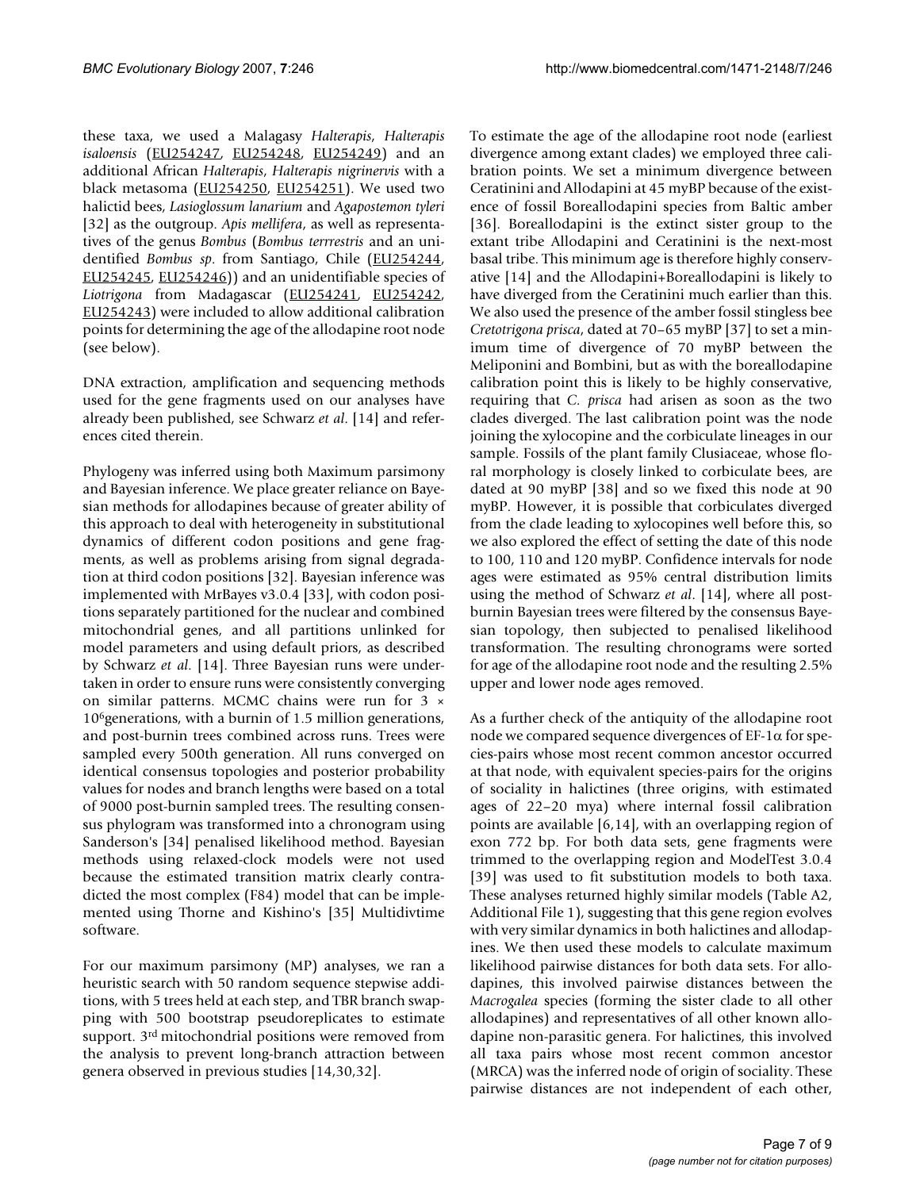these taxa, we used a Malagasy *Halterapis*, *Halterapis isaloensis* (EU254247, EU254248, EU254249) and an additional African *Halterapis*, *Halterapis nigrinervis* with a black metasoma (EU254250, EU254251). We used two halictid bees, *Lasioglossum lanarium* and *Agapostemon tyleri* [32] as the outgroup. *Apis mellifera*, as well as representatives of the genus *Bombus* (*Bombus terrrestris* and an unidentified *Bombus sp*. from Santiago, Chile (EU254244, EU254245, EU254246)) and an unidentifiable species of *Liotrigona* from Madagascar (EU254241, EU254242, EU254243) were included to allow additional calibration points for determining the age of the allodapine root node (see below).

DNA extraction, amplification and sequencing methods used for the gene fragments used on our analyses have already been published, see Schwarz *et al*. [14] and references cited therein.

Phylogeny was inferred using both Maximum parsimony and Bayesian inference. We place greater reliance on Bayesian methods for allodapines because of greater ability of this approach to deal with heterogeneity in substitutional dynamics of different codon positions and gene fragments, as well as problems arising from signal degradation at third codon positions [32]. Bayesian inference was implemented with MrBayes v3.0.4 [33], with codon positions separately partitioned for the nuclear and combined mitochondrial genes, and all partitions unlinked for model parameters and using default priors, as described by Schwarz *et al*. [14]. Three Bayesian runs were undertaken in order to ensure runs were consistently converging on similar patterns. MCMC chains were run for $3 \times 10^6$generations, with a burnin of 1.5 million generations, and post-burnin trees combined across runs. Trees were sampled every 500th generation. All runs converged on identical consensus topologies and posterior probability values for nodes and branch lengths were based on a total of 9000 post-burnin sampled trees. The resulting consensus phylogram was transformed into a chronogram using Sanderson's [34] penalised likelihood method. Bayesian methods using relaxed-clock models were not used because the estimated transition matrix clearly contradicted the most complex (F84) model that can be implemented using Thorne and Kishino's [35] Multidivtime software.

For our maximum parsimony (MP) analyses, we ran a heuristic search with 50 random sequence stepwise additions, with 5 trees held at each step, and TBR branch swapping with 500 bootstrap pseudoreplicates to estimate support. 3rd mitochondrial positions were removed from the analysis to prevent long-branch attraction between genera observed in previous studies [14,30,32].

To estimate the age of the allodapine root node (earliest divergence among extant clades) we employed three calibration points. We set a minimum divergence between Ceratinini and Allodapini at 45 myBP because of the existence of fossil Boreallodapini species from Baltic amber [36]. Boreallodapini is the extinct sister group to the extant tribe Allodapini and Ceratinini is the next-most basal tribe. This minimum age is therefore highly conservative [14] and the Allodapini+Boreallodapini is likely to have diverged from the Ceratinini much earlier than this. We also used the presence of the amber fossil stingless bee *Cretotrigona prisca*, dated at 70–65 myBP [37] to set a minimum time of divergence of 70 myBP between the Meliponini and Bombini, but as with the boreallodapine calibration point this is likely to be highly conservative, requiring that *C. prisca* had arisen as soon as the two clades diverged. The last calibration point was the node joining the xylocopine and the corbiculate lineages in our sample. Fossils of the plant family Clusiaceae, whose floral morphology is closely linked to corbiculate bees, are dated at 90 myBP [38] and so we fixed this node at 90 myBP. However, it is possible that corbiculates diverged from the clade leading to xylocopines well before this, so we also explored the effect of setting the date of this node to 100, 110 and 120 myBP. Confidence intervals for node ages were estimated as 95% central distribution limits using the method of Schwarz *et al*. [14], where all post-burnin Bayesian trees were filtered by the consensus Bayesian topology, then subjected to penalised likelihood transformation. The resulting chronograms were sorted for age of the allodapine root node and the resulting 2.5% upper and lower node ages removed.

As a further check of the antiquity of the allodapine root node we compared sequence divergences of EF-1$\alpha$ for species-pairs whose most recent common ancestor occurred at that node, with equivalent species-pairs for the origins of sociality in halictines (three origins, with estimated ages of 22–20 mya) where internal fossil calibration points are available [6,14], with an overlapping region of exon 772 bp. For both data sets, gene fragments were trimmed to the overlapping region and ModelTest 3.0.4 [39] was used to fit substitution models to both taxa. These analyses returned highly similar models (Table A2, Additional File 1), suggesting that this gene region evolves with very similar dynamics in both halictines and allodapines. We then used these models to calculate maximum likelihood pairwise distances for both data sets. For allodapines, this involved pairwise distances between the *Macrogalea* species (forming the sister clade to all other allodapines) and representatives of all other known allodapine non-parasitic genera. For halictines, this involved all taxa pairs whose most recent common ancestor (MRCA) was the inferred node of origin of sociality. These pairwise distances are not independent of each other,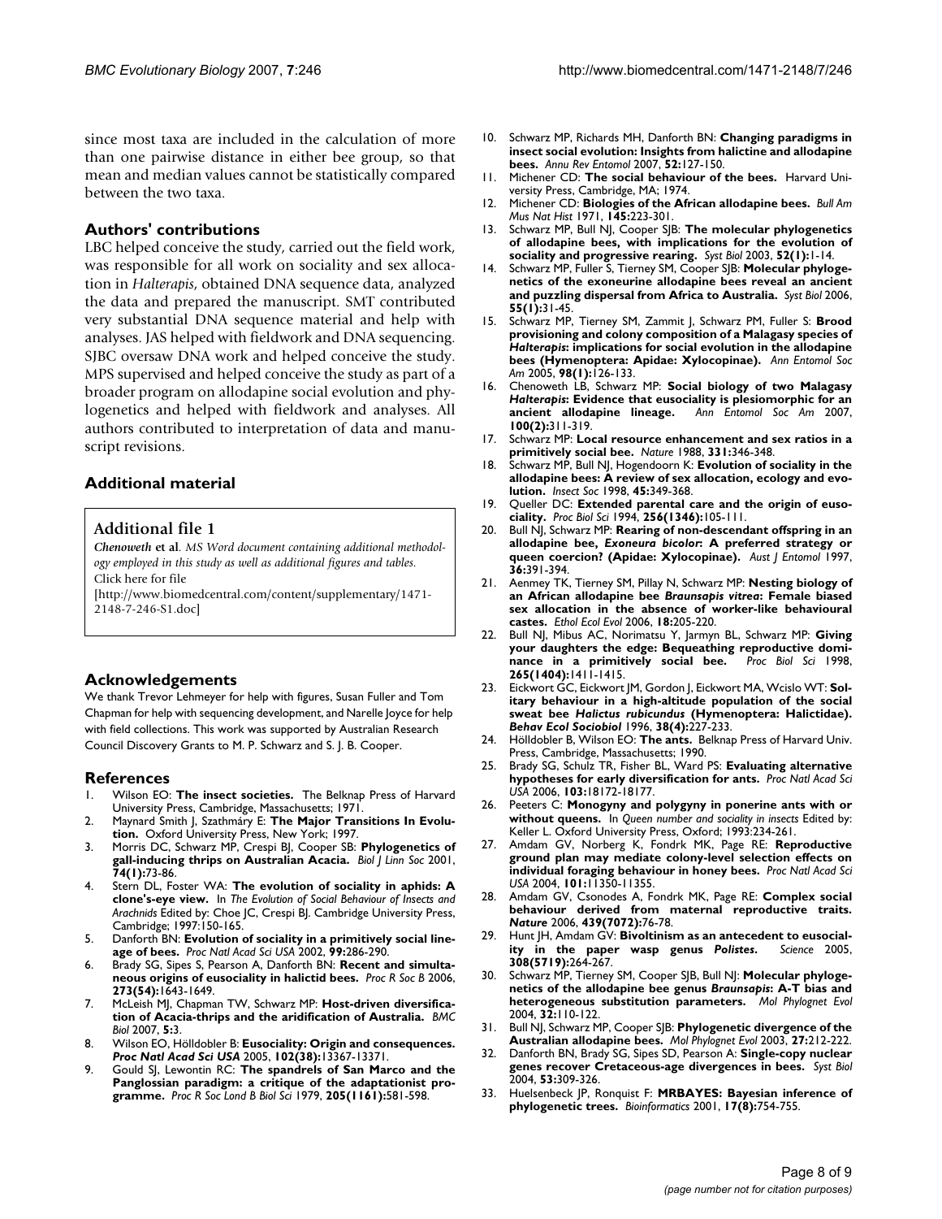since most taxa are included in the calculation of more than one pairwise distance in either bee group, so that mean and median values cannot be statistically compared between the two taxa.

## Authors' contributions

LBC helped conceive the study, carried out the field work, was responsible for all work on sociality and sex allocation in *Halterapis*, obtained DNA sequence data, analyzed the data and prepared the manuscript. SMT contributed very substantial DNA sequence material and help with analyses. JAS helped with fieldwork and DNA sequencing. SJBC oversaw DNA work and helped conceive the study. MPS supervised and helped conceive the study as part of a broader program on allodapine social evolution and phylogenetics and helped with fieldwork and analyses. All authors contributed to interpretation of data and manuscript revisions.

## Additional material

### Additional file 1

***Chenoweth* et al**. *MS Word document containing additional methodology employed in this study as well as additional figures and tables.*
Click here for file
[http://www.biomedcentral.com/content/supplementary/1471-2148-7-246-S1.doc]

## Acknowledgements

We thank Trevor Lehmeyer for help with figures, Susan Fuller and Tom Chapman for help with sequencing development, and Narelle Joyce for help with field collections. This work was supported by Australian Research Council Discovery Grants to M. P. Schwarz and S. J. B. Cooper.

## References

1. Wilson EO: **The insect societies.** The Belknap Press of Harvard University Press, Cambridge, Massachusetts; 1971.
2. Maynard Smith J, Szathmáry E: **The Major Transitions In Evolution.** Oxford University Press, New York; 1997.
3. Morris DC, Schwarz MP, Crespi BJ, Cooper SB: **Phylogenetics of gall-inducing thrips on Australian Acacia.** *Biol J Linn Soc* 2001, **74(1):**73-86.
4. Stern DL, Foster WA: **The evolution of sociality in aphids: A clone's-eye view.** In *The Evolution of Social Behaviour of Insects and Arachnids* Edited by: Choe JC, Crespi BJ. Cambridge University Press, Cambridge; 1997:150-165.
5. Danforth BN: **Evolution of sociality in a primitively social lineage of bees.** *Proc Natl Acad Sci USA* 2002, **99:**286-290.
6. Brady SG, Sipes S, Pearson A, Danforth BN: **Recent and simultaneous origins of eusociality in halictid bees.** *Proc R Soc B* 2006, **273(54):**1643-1649.
7. McLeish MJ, Chapman TW, Schwarz MP: **Host-driven diversification of Acacia-thrips and the aridification of Australia.** *BMC Biol* 2007, **5:**3.
8. Wilson EO, Hölldobler B: **Eusociality: Origin and consequences.** *Proc Natl Acad Sci USA* 2005, **102(38):**13367-13371.
9. Gould SJ, Lewontin RC: **The spandrels of San Marco and the Panglossian paradigm: a critique of the adaptationist programme.** *Proc R Soc Lond B Biol Sci* 1979, **205(1161):**581-598.
10. Schwarz MP, Richards MH, Danforth BN: **Changing paradigms in insect social evolution: Insights from halictine and allodapine bees.** *Annu Rev Entomol* 2007, **52:**127-150.
11. Michener CD: **The social behaviour of the bees.** Harvard University Press, Cambridge, MA; 1974.
12. Michener CD: **Biologies of the African allodapine bees.** *Bull Am Mus Nat Hist* 1971, **145:**223-301.
13. Schwarz MP, Bull NJ, Cooper SJB: **The molecular phylogenetics of allodapine bees, with implications for the evolution of sociality and progressive rearing.** *Syst Biol* 2003, **52(1):**1-14.
14. Schwarz MP, Fuller S, Tierney SM, Cooper SJB: **Molecular phylogenetics of the exoneurine allodapine bees reveal an ancient and puzzling dispersal from Africa to Australia.** *Syst Biol* 2006, **55(1):**31-45.
15. Schwarz MP, Tierney SM, Zammit J, Schwarz PM, Fuller S: **Brood provisioning and colony composition of a Malagasy species of *Halterapis*: implications for social evolution in the allodapine bees (Hymenoptera: Apidae: Xylocopinae).** *Ann Entomol Soc Am* 2005, **98(1):**126-133.
16. Chenoweth LB, Schwarz MP: **Social biology of two Malagasy *Halterapis*: Evidence that eusociality is plesiomorphic for an ancient allodapine lineage.** *Ann Entomol Soc Am* 2007, **100(2):**311-319.
17. Schwarz MP: **Local resource enhancement and sex ratios in a primitively social bee.** *Nature* 1988, **331:**346-348.
18. Schwarz MP, Bull NJ, Hogendoorn K: **Evolution of sociality in the allodapine bees: A review of sex allocation, ecology and evolution.** *Insect Soc* 1998, **45:**349-368.
19. Queller DC: **Extended parental care and the origin of eusociality.** *Proc Biol Sci* 1994, **256(1346):**105-111.
20. Bull NJ, Schwarz MP: **Rearing of non-descendant offspring in an allodapine bee, *Exoneura bicolor*: A preferred strategy or queen coercion? (Apidae: Xylocopinae).** *Aust J Entomol* 1997, **36:**391-394.
21. Aenmey TK, Tierney SM, Pillay N, Schwarz MP: **Nesting biology of an African allodapine bee *Braunsapis vitrea*: Female biased sex allocation in the absence of worker-like behavioural castes.** *Ethol Ecol Evol* 2006, **18:**205-220.
22. Bull NJ, Mibus AC, Norimatsu Y, Jarmyn BL, Schwarz MP: **Giving your daughters the edge: Bequeathing reproductive dominance in a primitively social bee.** *Proc Biol Sci* 1998, **265(1404):**1411-1415.
23. Eickwort GC, Eickwort JM, Gordon J, Eickwort MA, Wcislo WT: **Solitary behaviour in a high-altitude population of the social sweat bee *Halictus rubicundus* (Hymenoptera: Halictidae).** *Behav Ecol Sociobiol* 1996, **38(4):**227-233.
24. Hölldobler B, Wilson EO: **The ants.** Belknap Press of Harvard Univ. Press, Cambridge, Massachusetts; 1990.
25. Brady SG, Schulz TR, Fisher BL, Ward PS: **Evaluating alternative hypotheses for early diversification for ants.** *Proc Natl Acad Sci USA* 2006, **103:**18172-18177.
26. Peeters C: **Monogyny and polygyny in ponerine ants with or without queens.** In *Queen number and sociality in insects* Edited by: Keller L. Oxford University Press, Oxford; 1993:234-261.
27. Amdam GV, Norberg K, Fondrk MK, Page RE: **Reproductive ground plan may mediate colony-level selection effects on individual foraging behaviour in honey bees.** *Proc Natl Acad Sci USA* 2004, **101:**11350-11355.
28. Amdam GV, Csonodes A, Fondrk MK, Page RE: **Complex social behaviour derived from maternal reproductive traits.** *Nature* 2006, **439(7072):**76-78.
29. Hunt JH, Amdam GV: **Bivoltinism as an antecedent to eusociality in the paper wasp genus *Polistes*.** *Science* 2005, **308(5719):**264-267.
30. Schwarz MP, Tierney SM, Cooper SJB, Bull NJ: **Molecular phylogenetics of the allodapine bee genus *Braunsapis*: A-T bias and heterogeneous substitution parameters.** *Mol Phylognet Evol* 2004, **32:**110-122.
31. Bull NJ, Schwarz MP, Cooper SJB: **Phylogenetic divergence of the Australian allodapine bees.** *Mol Phylogenet Evol* 2003, **27:**212-222.
32. Danforth BN, Brady SG, Sipes SD, Pearson A: **Single-copy nuclear genes recover Cretaceous-age divergences in bees.** *Syst Biol* 2004, **53:**309-326.
33. Huelsenbeck JP, Ronquist F: **MRBAYES: Bayesian inference of phylogenetic trees.** *Bioinformatics* 2001, **17(8):**754-755.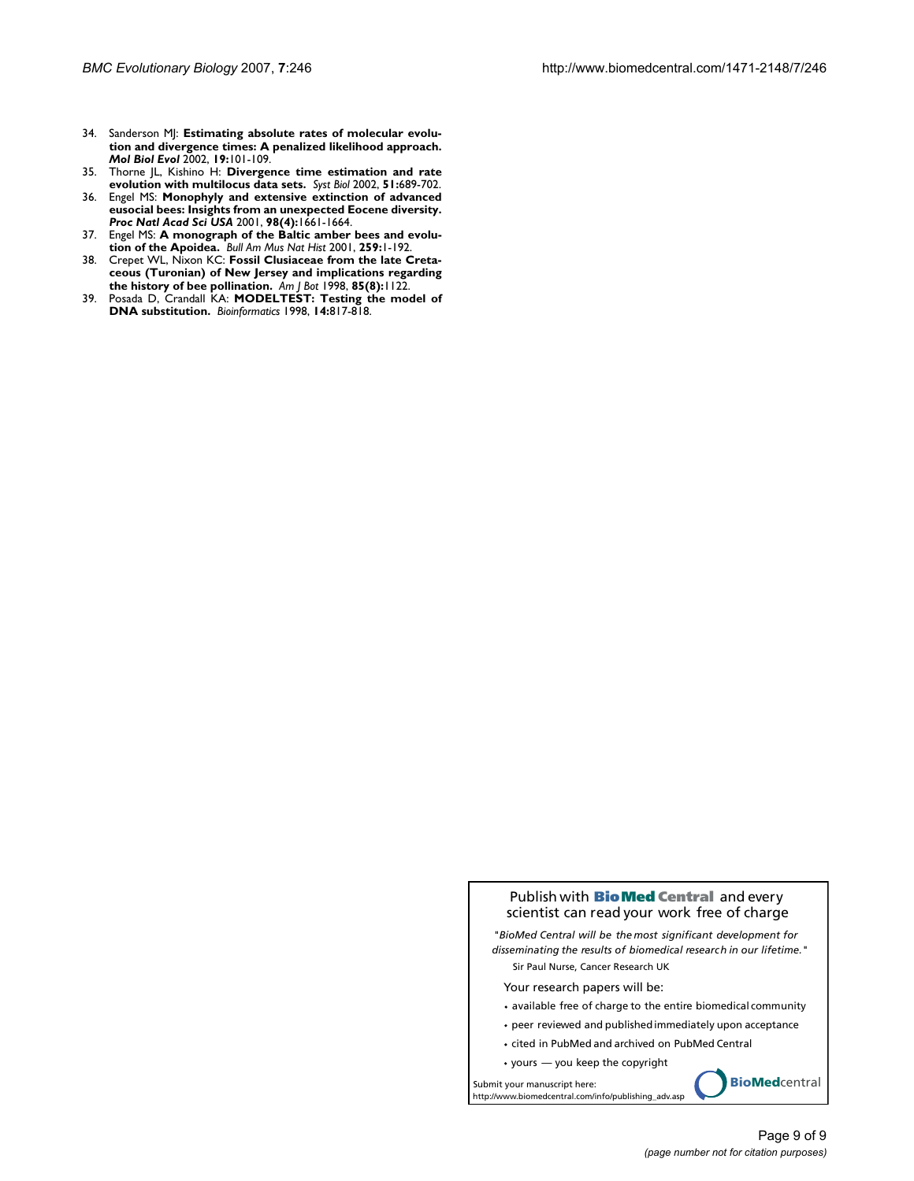34. Sanderson MJ: **Estimating absolute rates of molecular evolution and divergence times: A penalized likelihood approach.** ***Mol Biol Evol*** 2002, **19:**101-109.
35. Thorne JL, Kishino H: **Divergence time estimation and rate evolution with multilocus data sets.** *Syst Biol* 2002, **51:**689-702.
36. Engel MS: **Monophyly and extensive extinction of advanced eusocial bees: Insights from an unexpected Eocene diversity.** ***Proc Natl Acad Sci USA*** 2001, **98(4):**1661-1664.
37. Engel MS: **A monograph of the Baltic amber bees and evolution of the Apoidea.** *Bull Am Mus Nat Hist* 2001, **259:**1-192.
38. Crepet WL, Nixon KC: **Fossil Clusiaceae from the late Cretaceous (Turonian) of New Jersey and implications regarding the history of bee pollination.** *Am J Bot* 1998, **85(8):**1122.
39. Posada D, Crandall KA: **MODELTEST: Testing the model of DNA substitution.** *Bioinformatics* 1998, **14:**817-818.

Publish with **BioMed Central** and every scientist can read your work free of charge

*"BioMed Central will be the most significant development for disseminating the results of biomedical research in our lifetime."*

Sir Paul Nurse, Cancer Research UK

Your research papers will be:

- available free of charge to the entire biomedical community
- peer reviewed and published immediately upon acceptance
- cited in PubMed and archived on PubMed Central
- yours — you keep the copyright

Submit your manuscript here:
http://www.biomedcentral.com/info/publishing_adv.asp

**BioMed**central